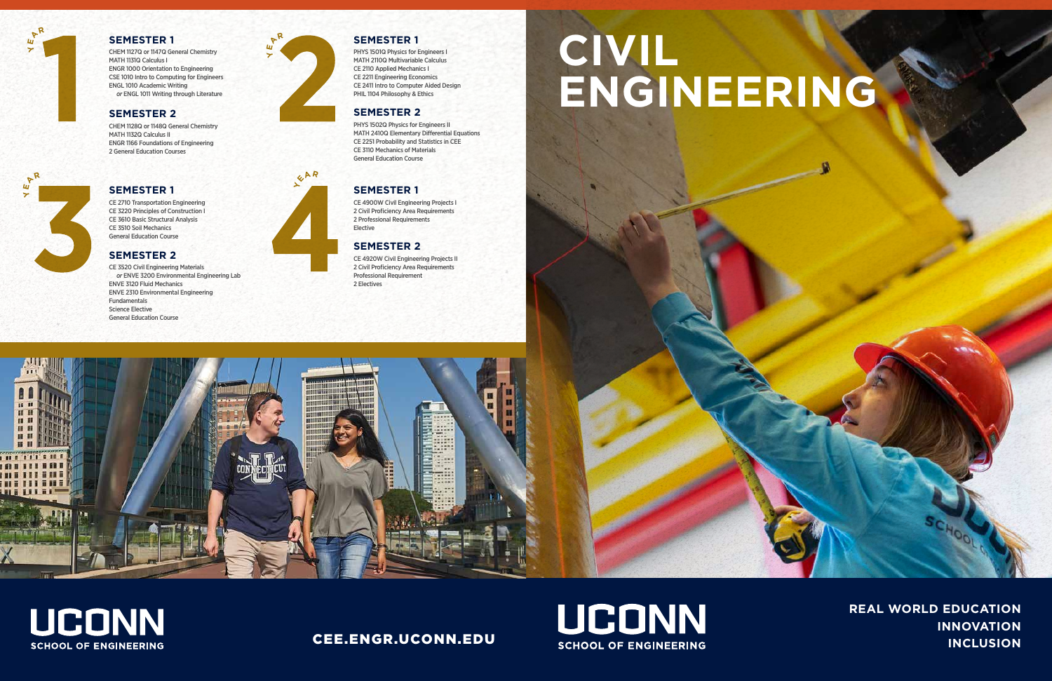# CIVIL ENGINEERING

## YEAR 1

### SEMESTER 1

CHEM 1127Q or 1147Q General Chemistry
MATH 1131Q Calculus I
ENGR 1000 Orientation to Engineering
CSE 1010 Intro to Computing for Engineers
ENGL 1010 Academic Writing
*or* ENGL 1011 Writing through Literature

### SEMESTER 2

CHEM 1128Q or 1148Q General Chemistry
MATH 1132Q Calculus II
ENGR 1166 Foundations of Engineering
2 General Education Courses

## YEAR 2

### SEMESTER 1

PHYS 1501Q Physics for Engineers I
MATH 2110Q Multivariable Calculus
CE 2110 Applied Mechanics I
CE 2211 Engineering Economics
CE 2411 Intro to Computer Aided Design
PHIL 1104 Philosophy & Ethics

### SEMESTER 2

PHYS 1502Q Physics for Engineers II
MATH 2410Q Elementary Differential Equations
CE 2251 Probability and Statistics in CEE
CE 3110 Mechanics of Materials
General Education Course

## YEAR 3

### SEMESTER 1

CE 2710 Transportation Engineering
CE 3220 Principles of Construction I
CE 3610 Basic Structural Analysis
CE 3510 Soil Mechanics
General Education Course

### SEMESTER 2

CE 3520 Civil Engineering Materials
*or* ENVE 3200 Environmental Engineering Lab
ENVE 3120 Fluid Mechanics
ENVE 2310 Environmental Engineering Fundamentals
Science Elective
General Education Course

## YEAR 4

### SEMESTER 1

CE 4900W Civil Engineering Projects I
2 Civil Proficiency Area Requirements
2 Professional Requirements
Elective

### SEMESTER 2

CE 4920W Civil Engineering Projects II
2 Civil Proficiency Area Requirements
Professional Requirement
2 Electives

**UCONN**
**SCHOOL OF ENGINEERING**

**CEE.ENGR.UCONN.EDU**

**UCONN**
**SCHOOL OF ENGINEERING**

**REAL WORLD EDUCATION**
**INNOVATION**
**INCLUSION**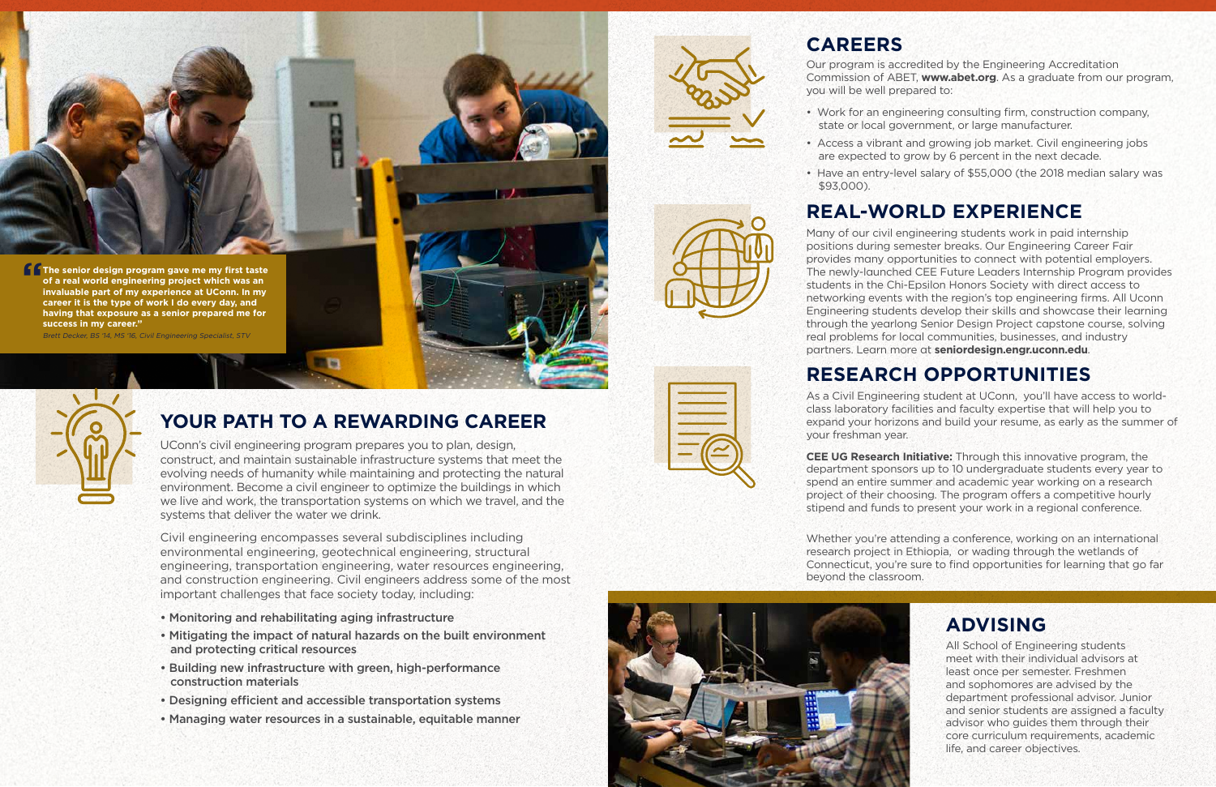> "The senior design program gave me my first taste of a real world engineering project which was an invaluable part of my experience at UConn. In my career it is the type of work I do every day, and having that exposure as a senior prepared me for success in my career."
>
> *Brett Decker, BS '14, MS '16, Civil Engineering Specialist, STV*

## YOUR PATH TO A REWARDING CAREER

UConn's civil engineering program prepares you to plan, design, construct, and maintain sustainable infrastructure systems that meet the evolving needs of humanity while maintaining and protecting the natural environment. Become a civil engineer to optimize the buildings in which we live and work, the transportation systems on which we travel, and the systems that deliver the water we drink.

Civil engineering encompasses several subdisciplines including environmental engineering, geotechnical engineering, structural engineering, transportation engineering, water resources engineering, and construction engineering. Civil engineers address some of the most important challenges that face society today, including:

- Monitoring and rehabilitating aging infrastructure
- Mitigating the impact of natural hazards on the built environment and protecting critical resources
- Building new infrastructure with green, high-performance construction materials
- Designing efficient and accessible transportation systems
- Managing water resources in a sustainable, equitable manner

## CAREERS

Our program is accredited by the Engineering Accreditation Commission of ABET, **www.abet.org**. As a graduate from our program, you will be well prepared to:

- Work for an engineering consulting firm, construction company, state or local government, or large manufacturer.
- Access a vibrant and growing job market. Civil engineering jobs are expected to grow by 6 percent in the next decade.
- Have an entry-level salary of $55,000 (the 2018 median salary was $93,000).

## REAL-WORLD EXPERIENCE

Many of our civil engineering students work in paid internship positions during semester breaks. Our Engineering Career Fair provides many opportunities to connect with potential employers. The newly-launched CEE Future Leaders Internship Program provides students in the Chi-Epsilon Honors Society with direct access to networking events with the region's top engineering firms. All Uconn Engineering students develop their skills and showcase their learning through the yearlong Senior Design Project capstone course, solving real problems for local communities, businesses, and industry partners. Learn more at **seniordesign.engr.uconn.edu**.

## RESEARCH OPPORTUNITIES

As a Civil Engineering student at UConn, you'll have access to world-class laboratory facilities and faculty expertise that will help you to expand your horizons and build your resume, as early as the summer of your freshman year.

**CEE UG Research Initiative:** Through this innovative program, the department sponsors up to 10 undergraduate students every year to spend an entire summer and academic year working on a research project of their choosing. The program offers a competitive hourly stipend and funds to present your work in a regional conference.

Whether you're attending a conference, working on an international research project in Ethiopia, or wading through the wetlands of Connecticut, you're sure to find opportunities for learning that go far beyond the classroom.

## ADVISING

All School of Engineering students meet with their individual advisors at least once per semester. Freshmen and sophomores are advised by the department professional advisor. Junior and senior students are assigned a faculty advisor who guides them through their core curriculum requirements, academic life, and career objectives.